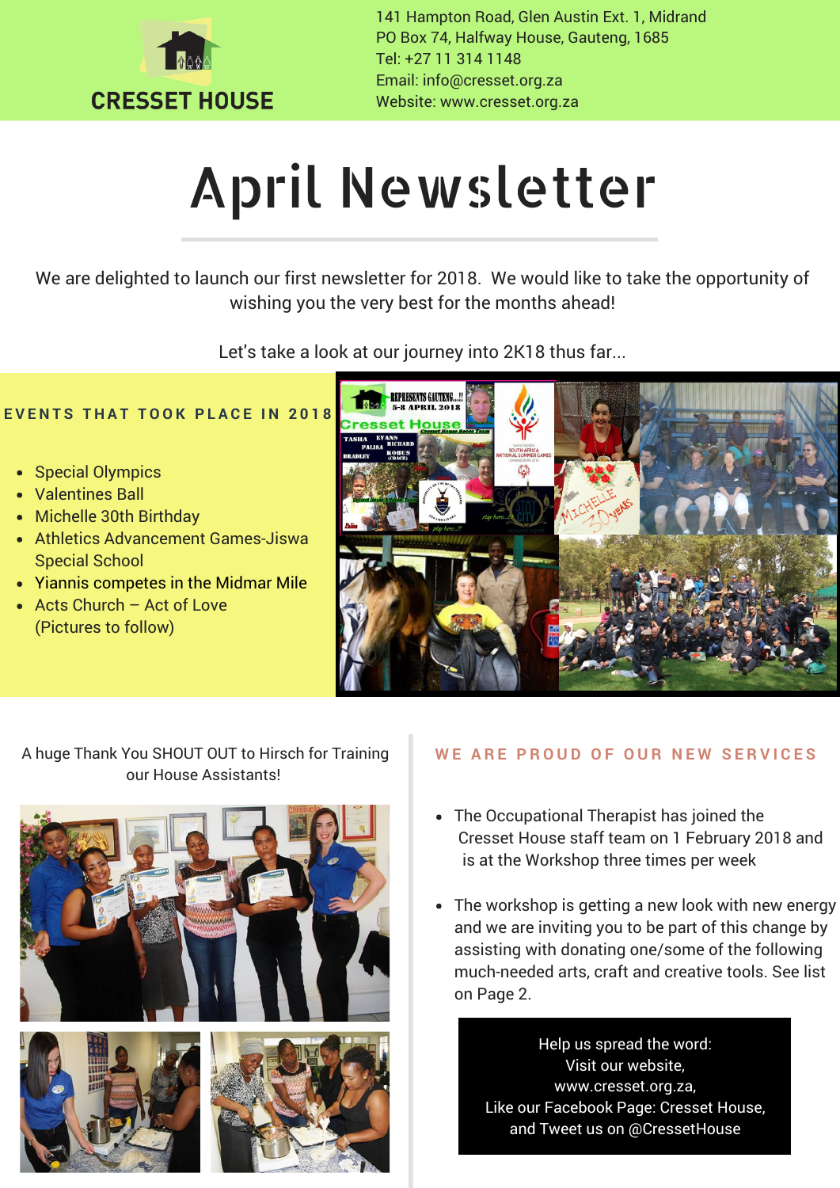CRESSET HOUSE

141 Hampton Road, Glen Austin Ext. 1, Midrand
PO Box 74, Halfway House, Gauteng, 1685
Tel: +27 11 314 1148
Email: info@cresset.org.za
Website: www.cresset.org.za

# April Newsletter

We are delighted to launch our first newsletter for 2018. We would like to take the opportunity of wishing you the very best for the months ahead!

Let's take a look at our journey into 2K18 thus far...

## EVENTS THAT TOOK PLACE IN 2018

- Special Olympics
- Valentines Ball
- Michelle 30th Birthday
- Athletics Advancement Games-Jiswa Special School
- Yiannis competes in the Midmar Mile
- Acts Church – Act of Love
  (Pictures to follow)

A huge Thank You SHOUT OUT to Hirsch for Training our House Assistants!

## WE ARE PROUD OF OUR NEW SERVICES

- The Occupational Therapist has joined the Cresset House staff team on 1 February 2018 and is at the Workshop three times per week
- The workshop is getting a new look with new energy and we are inviting you to be part of this change by assisting with donating one/some of the following much-needed arts, craft and creative tools. See list on Page 2.

Help us spread the word:
Visit our website,
www.cresset.org.za,
Like our Facebook Page: Cresset House,
and Tweet us on @CressetHouse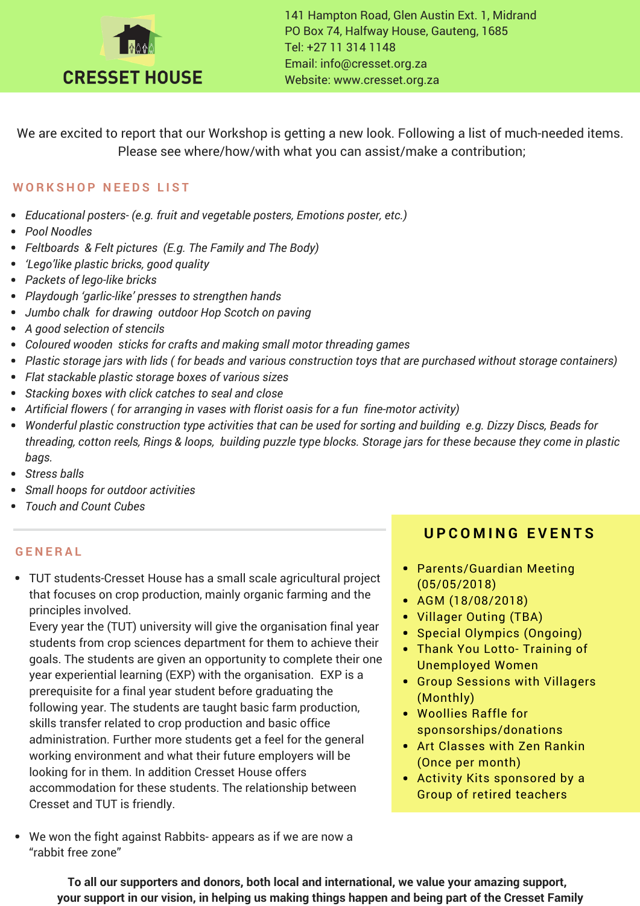# CRESSET HOUSE

141 Hampton Road, Glen Austin Ext. 1, Midrand
PO Box 74, Halfway House, Gauteng, 1685
Tel: +27 11 314 1148
Email: info@cresset.org.za
Website: www.cresset.org.za

We are excited to report that our Workshop is getting a new look. Following a list of much-needed items. Please see where/how/with what you can assist/make a contribution;

## WORKSHOP NEEDS LIST

- *Educational posters- (e.g. fruit and vegetable posters, Emotions poster, etc.)*
- *Pool Noodles*
- *Feltboards & Felt pictures (E.g. The Family and The Body)*
- *'Lego'like plastic bricks, good quality*
- *Packets of lego-like bricks*
- *Playdough 'garlic-like' presses to strengthen hands*
- *Jumbo chalk for drawing outdoor Hop Scotch on paving*
- *A good selection of stencils*
- *Coloured wooden sticks for crafts and making small motor threading games*
- *Plastic storage jars with lids ( for beads and various construction toys that are purchased without storage containers)*
- *Flat stackable plastic storage boxes of various sizes*
- *Stacking boxes with click catches to seal and close*
- *Artificial flowers ( for arranging in vases with florist oasis for a fun fine-motor activity)*
- *Wonderful plastic construction type activities that can be used for sorting and building e.g. Dizzy Discs, Beads for threading, cotton reels, Rings & loops, building puzzle type blocks. Storage jars for these because they come in plastic bags.*
- *Stress balls*
- *Small hoops for outdoor activities*
- *Touch and Count Cubes*

## GENERAL

- TUT students-Cresset House has a small scale agricultural project that focuses on crop production, mainly organic farming and the principles involved.
  Every year the (TUT) university will give the organisation final year students from crop sciences department for them to achieve their goals. The students are given an opportunity to complete their one year experiential learning (EXP) with the organisation. EXP is a prerequisite for a final year student before graduating the following year. The students are taught basic farm production, skills transfer related to crop production and basic office administration. Further more students get a feel for the general working environment and what their future employers will be looking for in them. In addition Cresset House offers accommodation for these students. The relationship between Cresset and TUT is friendly.

- We won the fight against Rabbits- appears as if we are now a "rabbit free zone"

## UPCOMING EVENTS

- Parents/Guardian Meeting (05/05/2018)
- AGM (18/08/2018)
- Villager Outing (TBA)
- Special Olympics (Ongoing)
- Thank You Lotto- Training of Unemployed Women
- Group Sessions with Villagers (Monthly)
- Woollies Raffle for sponsorships/donations
- Art Classes with Zen Rankin (Once per month)
- Activity Kits sponsored by a Group of retired teachers

**To all our supporters and donors, both local and international, we value your amazing support, your support in our vision, in helping us making things happen and being part of the Cresset Family**